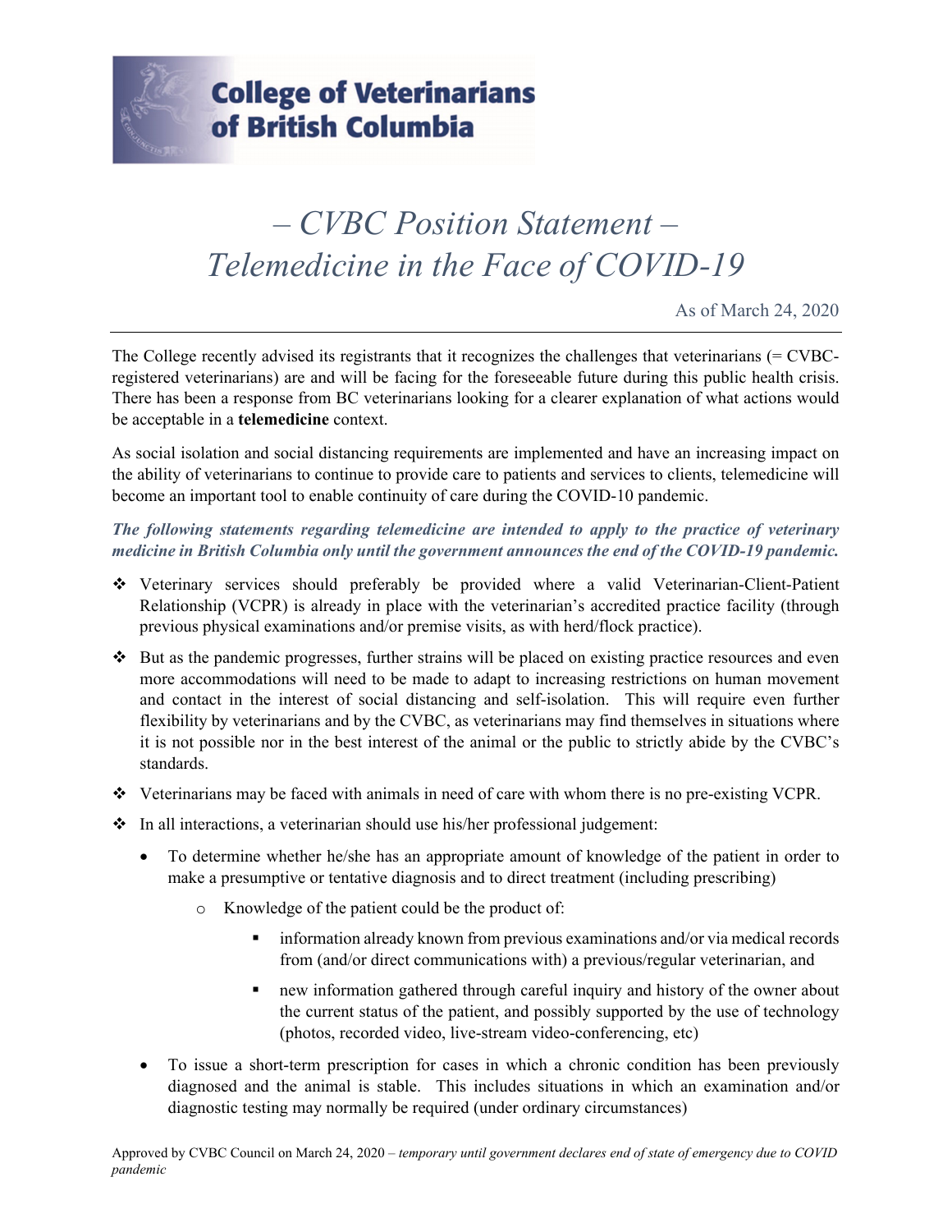**College of Veterinarians of British Columbia**

# *– CVBC Position Statement –*
# *Telemedicine in the Face of COVID-19*

As of March 24, 2020

---

The College recently advised its registrants that it recognizes the challenges that veterinarians (= CVBC-registered veterinarians) are and will be facing for the foreseeable future during this public health crisis. There has been a response from BC veterinarians looking for a clearer explanation of what actions would be acceptable in a **telemedicine** context.

As social isolation and social distancing requirements are implemented and have an increasing impact on the ability of veterinarians to continue to provide care to patients and services to clients, telemedicine will become an important tool to enable continuity of care during the COVID-10 pandemic.

***The following statements regarding telemedicine are intended to apply to the practice of veterinary medicine in British Columbia only until the government announces the end of the COVID-19 pandemic.***

- Veterinary services should preferably be provided where a valid Veterinarian-Client-Patient Relationship (VCPR) is already in place with the veterinarian's accredited practice facility (through previous physical examinations and/or premise visits, as with herd/flock practice).
- But as the pandemic progresses, further strains will be placed on existing practice resources and even more accommodations will need to be made to adapt to increasing restrictions on human movement and contact in the interest of social distancing and self-isolation. This will require even further flexibility by veterinarians and by the CVBC, as veterinarians may find themselves in situations where it is not possible nor in the best interest of the animal or the public to strictly abide by the CVBC's standards.
- Veterinarians may be faced with animals in need of care with whom there is no pre-existing VCPR.
- In all interactions, a veterinarian should use his/her professional judgement:
  - To determine whether he/she has an appropriate amount of knowledge of the patient in order to make a presumptive or tentative diagnosis and to direct treatment (including prescribing)
    - Knowledge of the patient could be the product of:
      - information already known from previous examinations and/or via medical records from (and/or direct communications with) a previous/regular veterinarian, and
      - new information gathered through careful inquiry and history of the owner about the current status of the patient, and possibly supported by the use of technology (photos, recorded video, live-stream video-conferencing, etc)
  - To issue a short-term prescription for cases in which a chronic condition has been previously diagnosed and the animal is stable. This includes situations in which an examination and/or diagnostic testing may normally be required (under ordinary circumstances)

Approved by CVBC Council on March 24, 2020 – *temporary until government declares end of state of emergency due to COVID pandemic*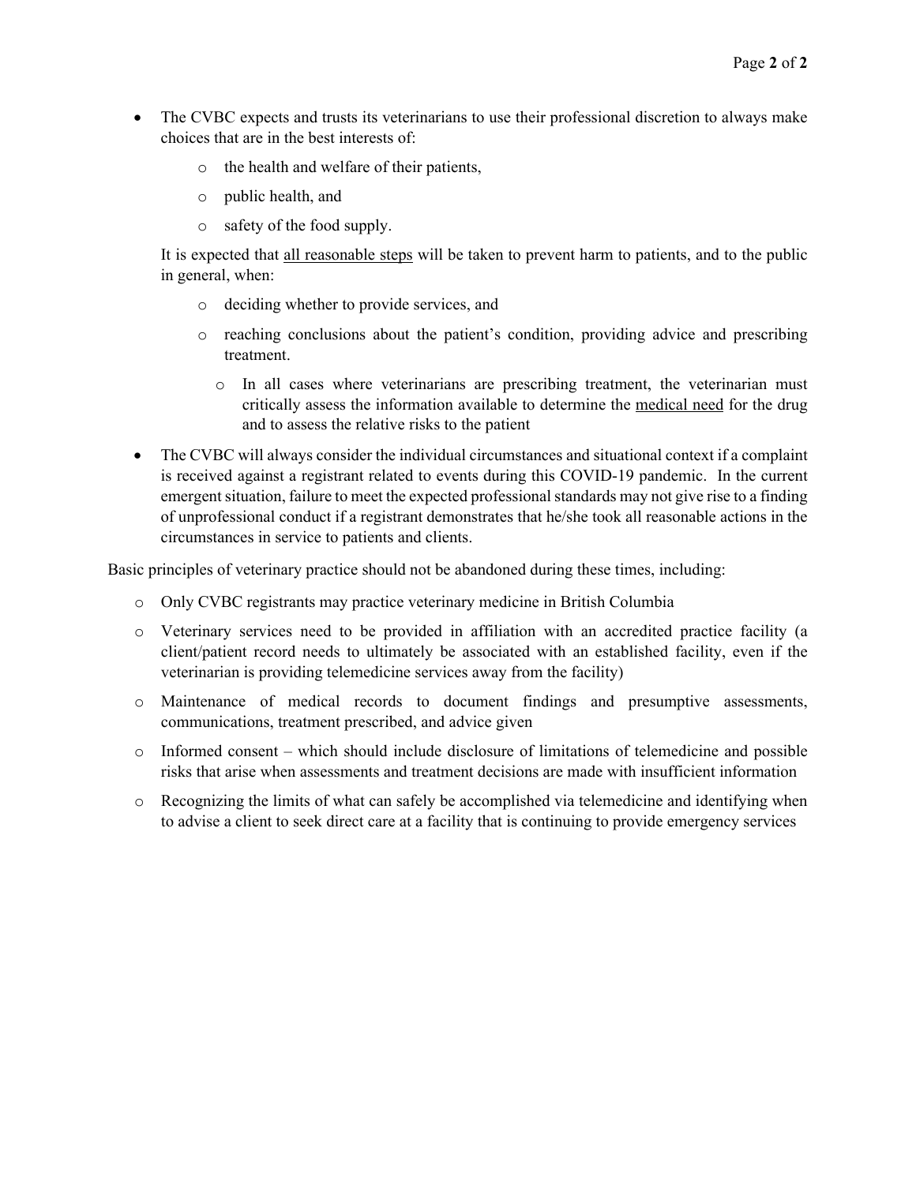- The CVBC expects and trusts its veterinarians to use their professional discretion to always make choices that are in the best interests of:
  - the health and welfare of their patients,
  - public health, and
  - safety of the food supply.

  It is expected that <u>all reasonable steps</u> will be taken to prevent harm to patients, and to the public in general, when:

  - deciding whether to provide services, and
  - reaching conclusions about the patient's condition, providing advice and prescribing treatment.
    - In all cases where veterinarians are prescribing treatment, the veterinarian must critically assess the information available to determine the <u>medical need</u> for the drug and to assess the relative risks to the patient

- The CVBC will always consider the individual circumstances and situational context if a complaint is received against a registrant related to events during this COVID-19 pandemic. In the current emergent situation, failure to meet the expected professional standards may not give rise to a finding of unprofessional conduct if a registrant demonstrates that he/she took all reasonable actions in the circumstances in service to patients and clients.

Basic principles of veterinary practice should not be abandoned during these times, including:

- Only CVBC registrants may practice veterinary medicine in British Columbia
- Veterinary services need to be provided in affiliation with an accredited practice facility (a client/patient record needs to ultimately be associated with an established facility, even if the veterinarian is providing telemedicine services away from the facility)
- Maintenance of medical records to document findings and presumptive assessments, communications, treatment prescribed, and advice given
- Informed consent – which should include disclosure of limitations of telemedicine and possible risks that arise when assessments and treatment decisions are made with insufficient information
- Recognizing the limits of what can safely be accomplished via telemedicine and identifying when to advise a client to seek direct care at a facility that is continuing to provide emergency services